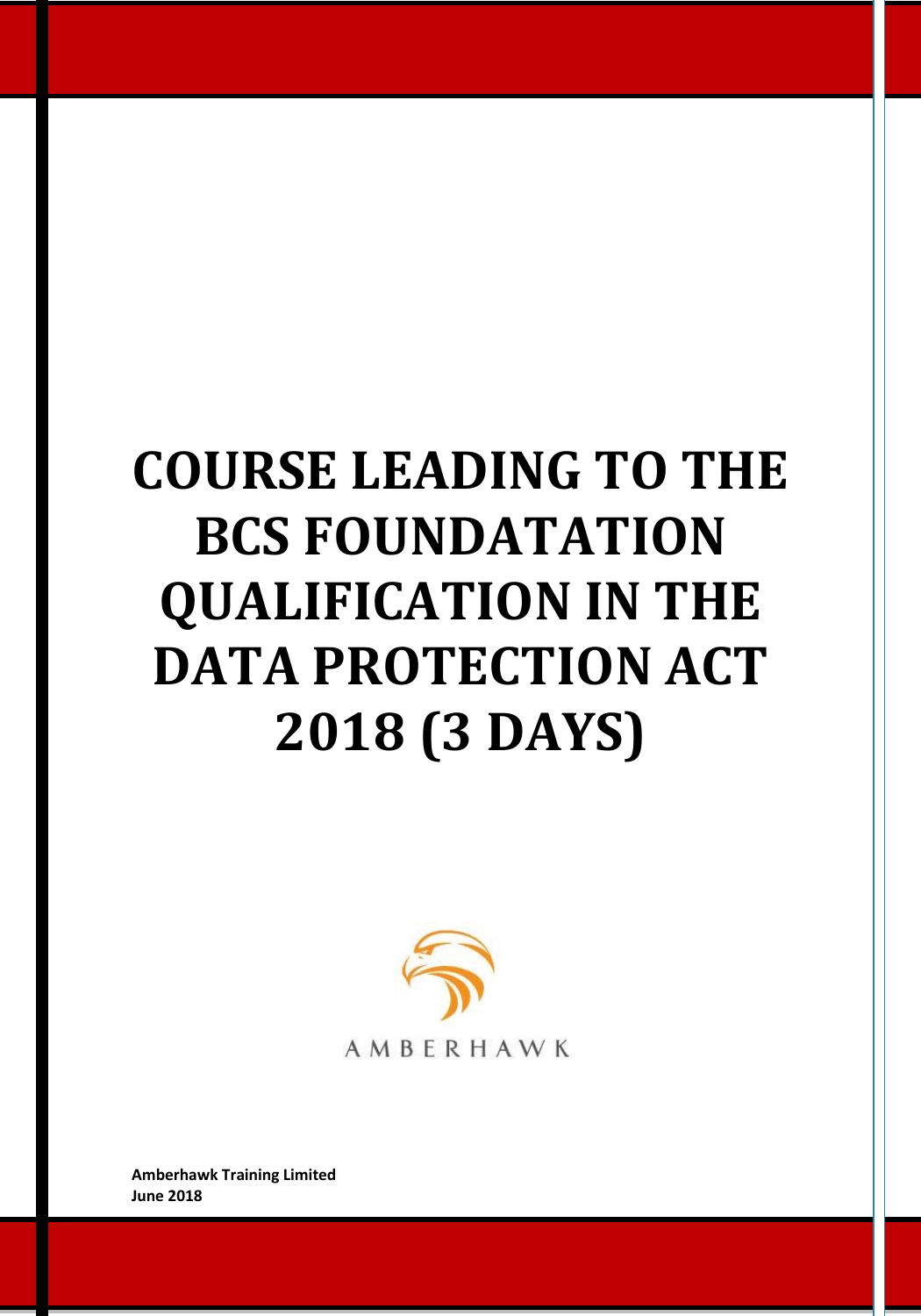# COURSE LEADING TO THE BCS FOUNDATATION QUALIFICATION IN THE DATA PROTECTION ACT 2018 (3 DAYS)

AMBERHAWK

**Amberhawk Training Limited**
**June 2018**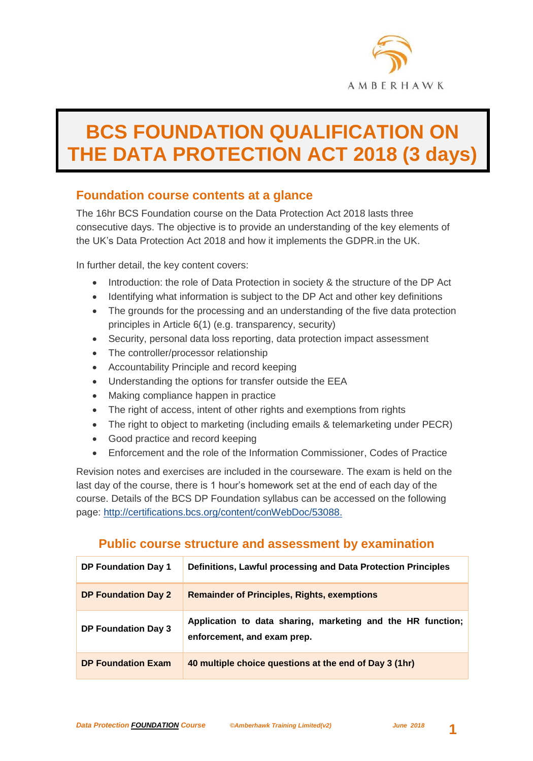# BCS FOUNDATION QUALIFICATION ON THE DATA PROTECTION ACT 2018 (3 days)

## Foundation course contents at a glance

The 16hr BCS Foundation course on the Data Protection Act 2018 lasts three consecutive days. The objective is to provide an understanding of the key elements of the UK's Data Protection Act 2018 and how it implements the GDPR.in the UK.

In further detail, the key content covers:

- Introduction: the role of Data Protection in society & the structure of the DP Act
- Identifying what information is subject to the DP Act and other key definitions
- The grounds for the processing and an understanding of the five data protection principles in Article 6(1) (e.g. transparency, security)
- Security, personal data loss reporting, data protection impact assessment
- The controller/processor relationship
- Accountability Principle and record keeping
- Understanding the options for transfer outside the EEA
- Making compliance happen in practice
- The right of access, intent of other rights and exemptions from rights
- The right to object to marketing (including emails & telemarketing under PECR)
- Good practice and record keeping
- Enforcement and the role of the Information Commissioner, Codes of Practice

Revision notes and exercises are included in the courseware. The exam is held on the last day of the course, there is 1 hour's homework set at the end of each day of the course. Details of the BCS DP Foundation syllabus can be accessed on the following page: http://certifications.bcs.org/content/conWebDoc/53088.

## Public course structure and assessment by examination

| | |
|---|---|
| **DP Foundation Day 1** | **Definitions, Lawful processing and Data Protection Principles** |
| **DP Foundation Day 2** | **Remainder of Principles, Rights, exemptions** |
| **DP Foundation Day 3** | **Application to data sharing, marketing and the HR function; enforcement, and exam prep.** |
| **DP Foundation Exam** | **40 multiple choice questions at the end of Day 3 (1hr)** |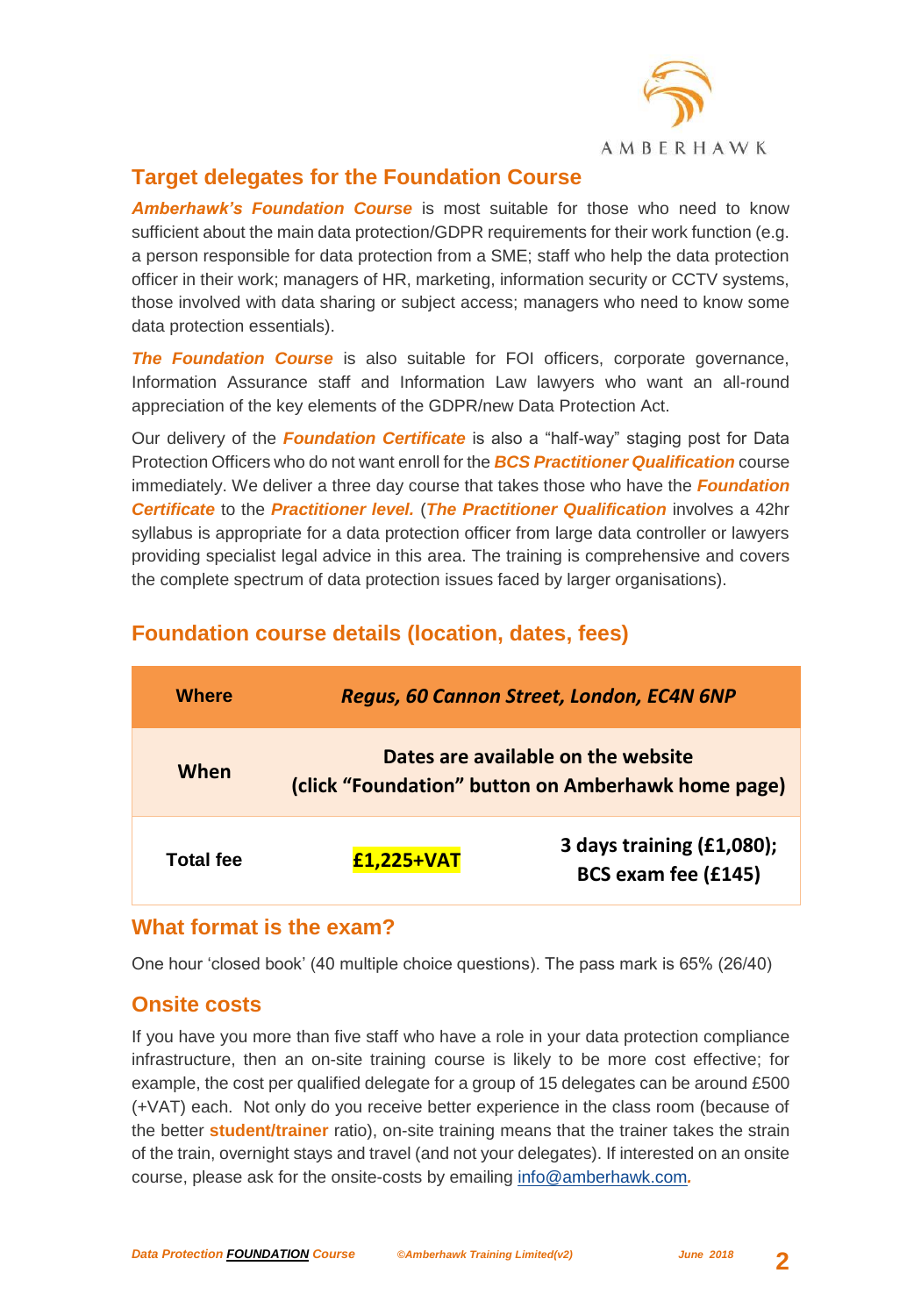## Target delegates for the Foundation Course

***Amberhawk's Foundation Course*** is most suitable for those who need to know sufficient about the main data protection/GDPR requirements for their work function (e.g. a person responsible for data protection from a SME; staff who help the data protection officer in their work; managers of HR, marketing, information security or CCTV systems, those involved with data sharing or subject access; managers who need to know some data protection essentials).

***The Foundation Course*** is also suitable for FOI officers, corporate governance, Information Assurance staff and Information Law lawyers who want an all-round appreciation of the key elements of the GDPR/new Data Protection Act.

Our delivery of the ***Foundation Certificate*** is also a "half-way" staging post for Data Protection Officers who do not want enroll for the ***BCS Practitioner Qualification*** course immediately. We deliver a three day course that takes those who have the ***Foundation Certificate*** to the ***Practitioner level.*** (***The Practitioner Qualification*** involves a 42hr syllabus is appropriate for a data protection officer from large data controller or lawyers providing specialist legal advice in this area. The training is comprehensive and covers the complete spectrum of data protection issues faced by larger organisations).

## Foundation course details (location, dates, fees)

| Where | *Regus, 60 Cannon Street, London, EC4N 6NP* | |
|---|---|---|
| When | Dates are available on the website (click "Foundation" button on Amberhawk home page) | |
| Total fee | £1,225+VAT | 3 days training (£1,080); BCS exam fee (£145) |

## What format is the exam?

One hour 'closed book' (40 multiple choice questions). The pass mark is 65% (26/40)

## Onsite costs

If you have you more than five staff who have a role in your data protection compliance infrastructure, then an on-site training course is likely to be more cost effective; for example, the cost per qualified delegate for a group of 15 delegates can be around £500 (+VAT) each. Not only do you receive better experience in the class room (because of the better **student/trainer** ratio), on-site training means that the trainer takes the strain of the train, overnight stays and travel (and not your delegates). If interested on an onsite course, please ask for the onsite-costs by emailing info@amberhawk.com.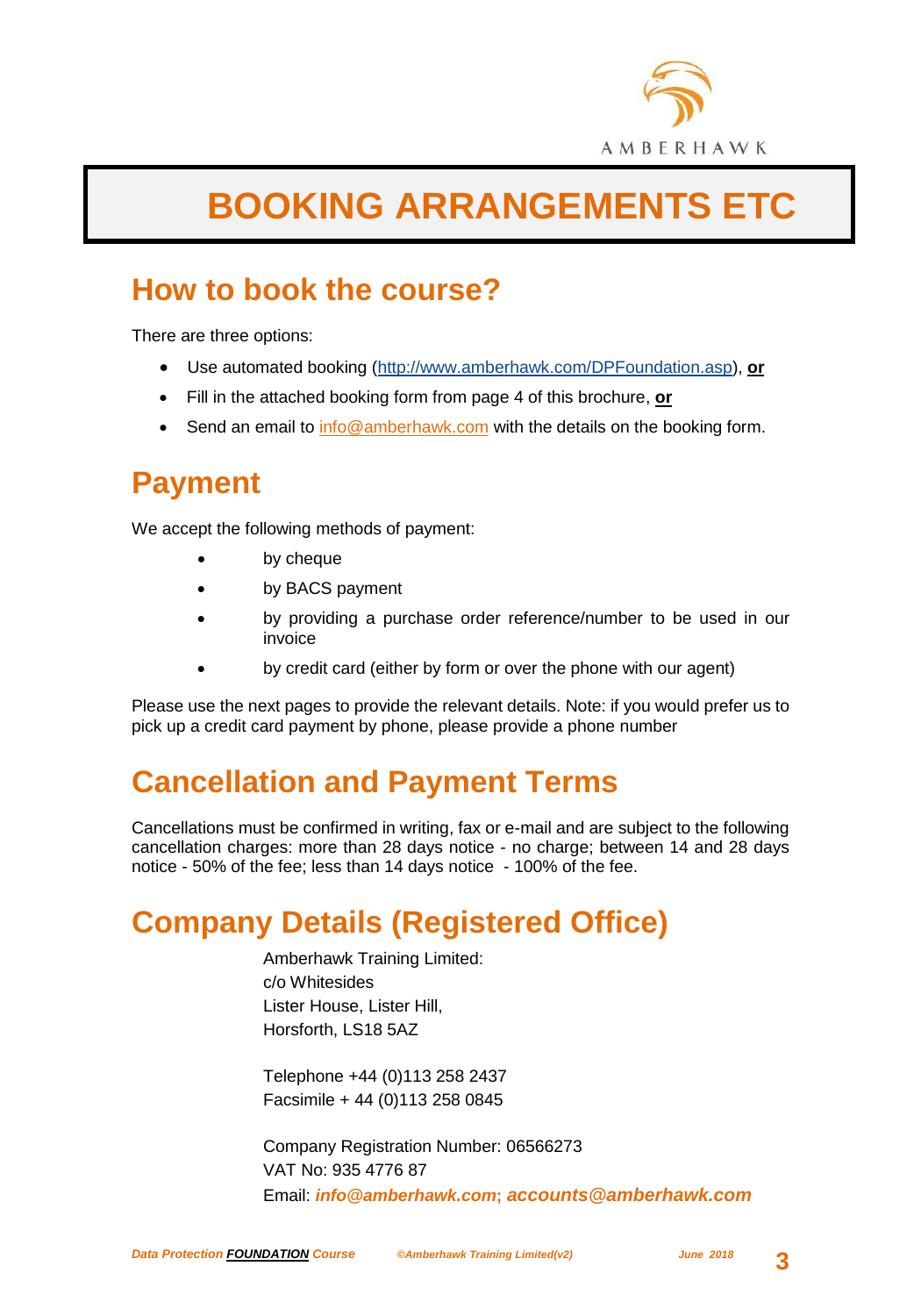# BOOKING ARRANGEMENTS ETC

## How to book the course?

There are three options:

- Use automated booking (http://www.amberhawk.com/DPFoundation.asp), **or**
- Fill in the attached booking form from page 4 of this brochure, **or**
- Send an email to info@amberhawk.com with the details on the booking form.

## Payment

We accept the following methods of payment:

- by cheque
- by BACS payment
- by providing a purchase order reference/number to be used in our invoice
- by credit card (either by form or over the phone with our agent)

Please use the next pages to provide the relevant details. Note: if you would prefer us to pick up a credit card payment by phone, please provide a phone number

## Cancellation and Payment Terms

Cancellations must be confirmed in writing, fax or e-mail and are subject to the following cancellation charges: more than 28 days notice - no charge; between 14 and 28 days notice - 50% of the fee; less than 14 days notice - 100% of the fee.

## Company Details (Registered Office)

Amberhawk Training Limited:
c/o Whitesides
Lister House, Lister Hill,
Horsforth, LS18 5AZ

Telephone +44 (0)113 258 2437
Facsimile + 44 (0)113 258 0845

Company Registration Number: 06566273
VAT No: 935 4776 87
Email: ***info@amberhawk.com*; *accounts@amberhawk.com***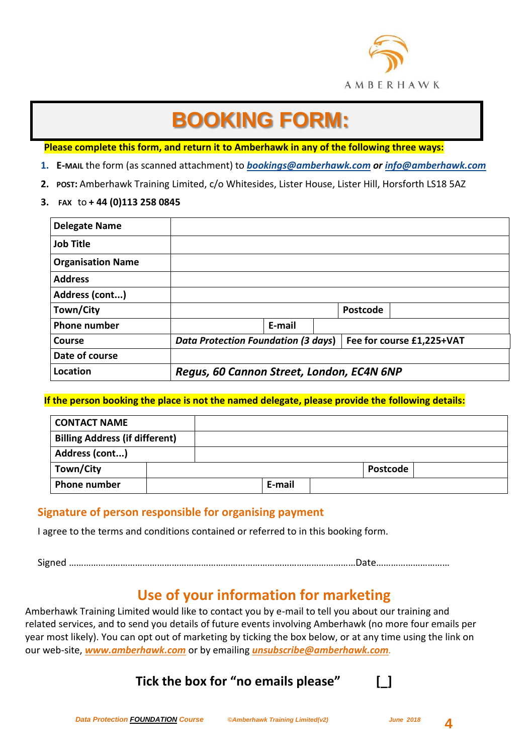AMBERHAWK

# BOOKING FORM:

**Please complete this form, and return it to Amberhawk in any of the following three ways:**

1. **E-MAIL** the form (as scanned attachment) to ***bookings@amberhawk.com*** ***or*** ***info@amberhawk.com***
2. **POST:** Amberhawk Training Limited, c/o Whitesides, Lister House, Lister Hill, Horsforth LS18 5AZ
3. **FAX** to **+ 44 (0)113 258 0845**

| | | | |
|---|---|---|---|
| **Delegate Name** | | | |
| **Job Title** | | | |
| **Organisation Name** | | | |
| **Address** | | | |
| **Address (cont...)** | | | |
| **Town/City** | | **Postcode** | |
| **Phone number** | | **E-mail** | |
| **Course** | ***Data Protection Foundation (3 days)*** | **Fee for course £1,225+VAT** | |
| **Date of course** | | | |
| **Location** | ***Regus, 60 Cannon Street, London, EC4N 6NP*** | | |

**If the person booking the place is not the named delegate, please provide the following details:**

| | | | |
|---|---|---|---|
| **CONTACT NAME** | | | |
| **Billing Address (if different)** | | | |
| **Address (cont...)** | | | |
| **Town/City** | | **Postcode** | |
| **Phone number** | | **E-mail** | |

## Signature of person responsible for organising payment

I agree to the terms and conditions contained or referred to in this booking form.

Signed ……………………………………………………………………………………………………Date…………………………

## Use of your information for marketing

Amberhawk Training Limited would like to contact you by e-mail to tell you about our training and related services, and to send you details of future events involving Amberhawk (no more four emails per year most likely). You can opt out of marketing by ticking the box below, or at any time using the link on our web-site, ***www.amberhawk.com*** or by emailing ***unsubscribe@amberhawk.com***.

**Tick the box for "no emails please"** **[_]**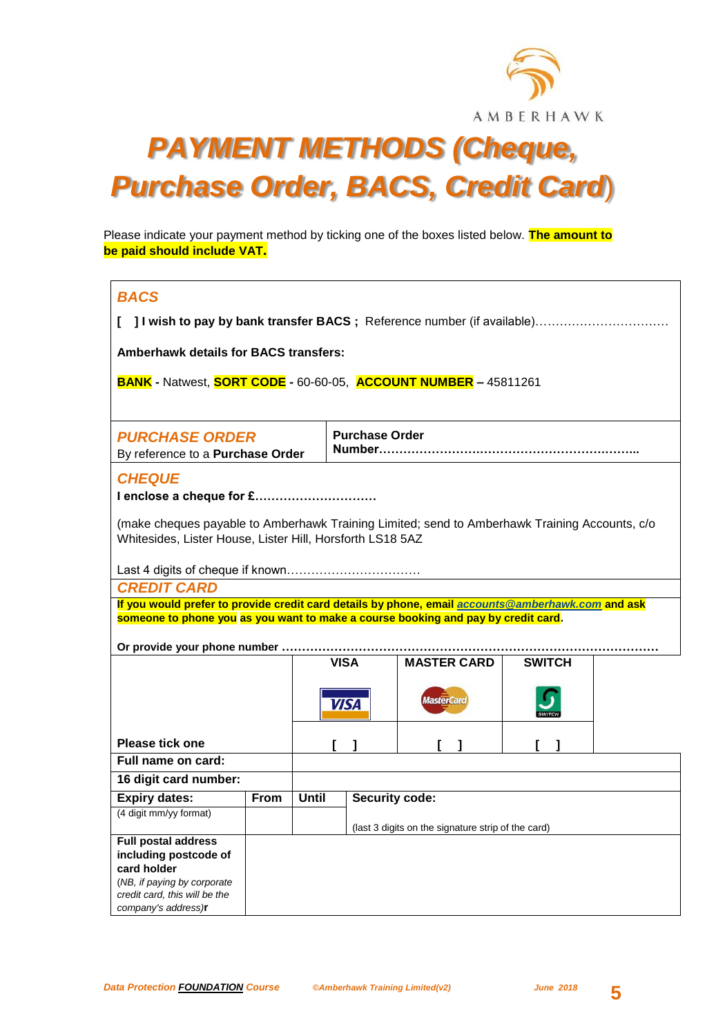# PAYMENT METHODS (Cheque, Purchase Order, BACS, Credit Card)

Please indicate your payment method by ticking one of the boxes listed below. **The amount to be paid should include VAT.**

## BACS

**[ ] I wish to pay by bank transfer BACS ;** Reference number (if available)……………………………

**Amberhawk details for BACS transfers:**

**BANK -** Natwest, **SORT CODE -** 60-60-05, **ACCOUNT NUMBER –** 45811261

| | |
|---|---|
| ***PURCHASE ORDER*** By reference to a **Purchase Order** | **Purchase Order Number……………………………………………………..** |

## CHEQUE

**I enclose a cheque for £…………………………**

(make cheques payable to Amberhawk Training Limited; send to Amberhawk Training Accounts, c/o Whitesides, Lister House, Lister Hill, Horsforth LS18 5AZ

Last 4 digits of cheque if known……………………………

## CREDIT CARD

**If you would prefer to provide credit card details by phone, email *accounts@amberhawk.com* and ask someone to phone you as you want to make a course booking and pay by credit card.**

**Or provide your phone number ……………………………………………………………………………**

| | | VISA | MASTER CARD | SWITCH |
|---|---|---|---|---|
| **Please tick one** | | [ ] | [ ] | [ ] |
| **Full name on card:** | | | | |
| **16 digit card number:** | | | | |
| **Expiry dates:** (4 digit mm/yy format) | **From** | **Until** | **Security code:** (last 3 digits on the signature strip of the card) | |
| **Full postal address including postcode of card holder** *(NB, if paying by corporate credit card, this will be the company's address)* | | | | |